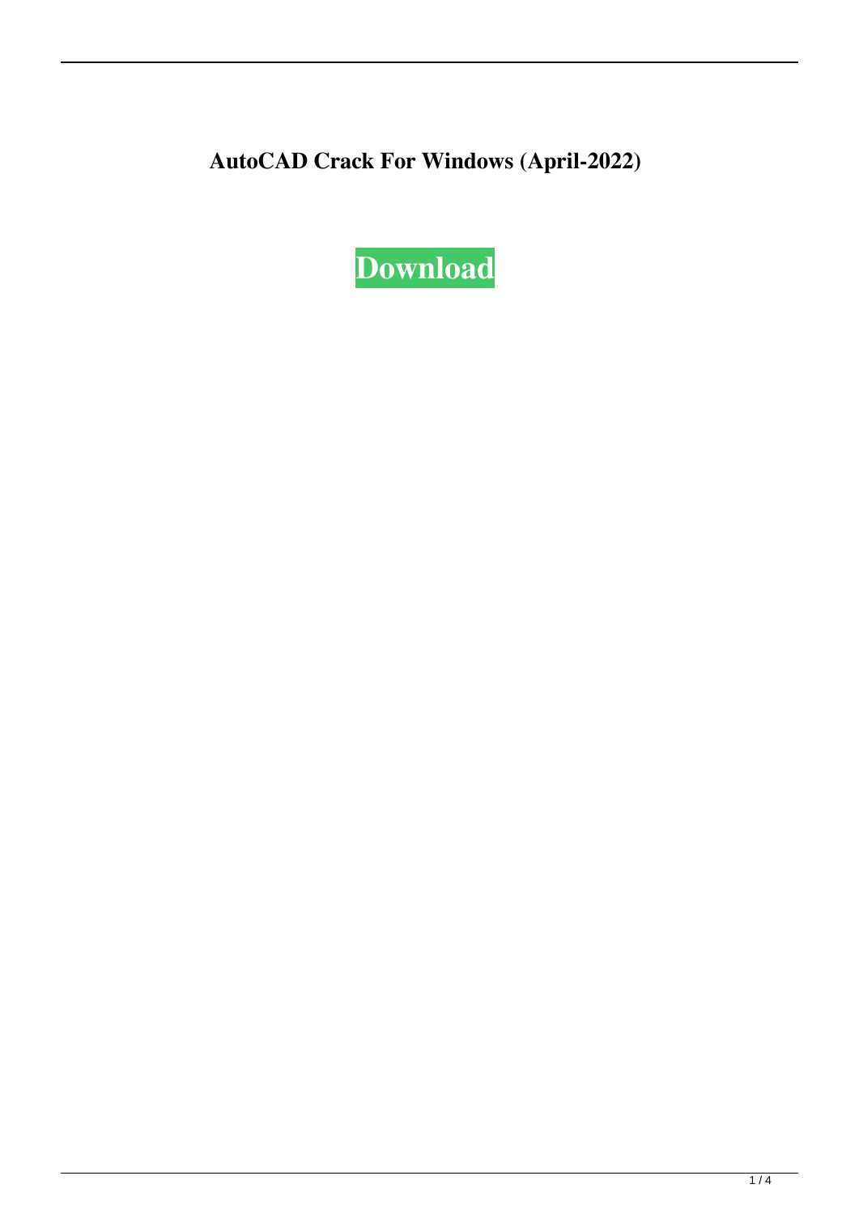**AutoCAD Crack For Windows (April-2022)**

**Download**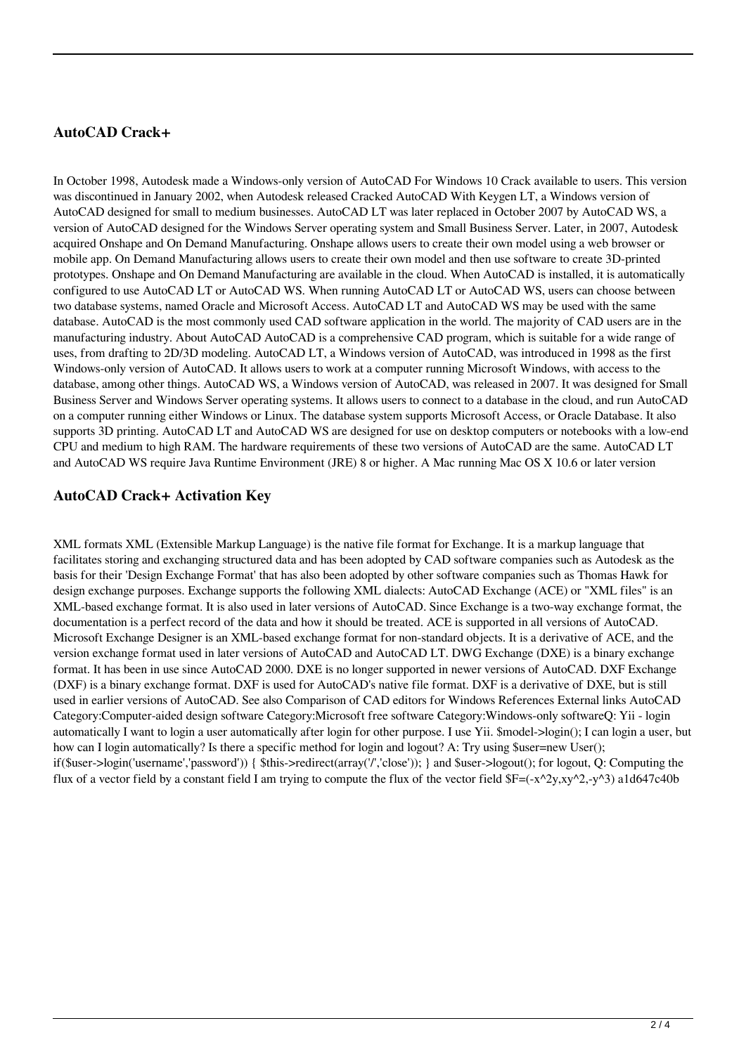## AutoCAD Crack+

In October 1998, Autodesk made a Windows-only version of AutoCAD For Windows 10 Crack available to users. This version was discontinued in January 2002, when Autodesk released Cracked AutoCAD With Keygen LT, a Windows version of AutoCAD designed for small to medium businesses. AutoCAD LT was later replaced in October 2007 by AutoCAD WS, a version of AutoCAD designed for the Windows Server operating system and Small Business Server. Later, in 2007, Autodesk acquired Onshape and On Demand Manufacturing. Onshape allows users to create their own model using a web browser or mobile app. On Demand Manufacturing allows users to create their own model and then use software to create 3D-printed prototypes. Onshape and On Demand Manufacturing are available in the cloud. When AutoCAD is installed, it is automatically configured to use AutoCAD LT or AutoCAD WS. When running AutoCAD LT or AutoCAD WS, users can choose between two database systems, named Oracle and Microsoft Access. AutoCAD LT and AutoCAD WS may be used with the same database. AutoCAD is the most commonly used CAD software application in the world. The majority of CAD users are in the manufacturing industry. About AutoCAD AutoCAD is a comprehensive CAD program, which is suitable for a wide range of uses, from drafting to 2D/3D modeling. AutoCAD LT, a Windows version of AutoCAD, was introduced in 1998 as the first Windows-only version of AutoCAD. It allows users to work at a computer running Microsoft Windows, with access to the database, among other things. AutoCAD WS, a Windows version of AutoCAD, was released in 2007. It was designed for Small Business Server and Windows Server operating systems. It allows users to connect to a database in the cloud, and run AutoCAD on a computer running either Windows or Linux. The database system supports Microsoft Access, or Oracle Database. It also supports 3D printing. AutoCAD LT and AutoCAD WS are designed for use on desktop computers or notebooks with a low-end CPU and medium to high RAM. The hardware requirements of these two versions of AutoCAD are the same. AutoCAD LT and AutoCAD WS require Java Runtime Environment (JRE) 8 or higher. A Mac running Mac OS X 10.6 or later version

## AutoCAD Crack+ Activation Key

XML formats XML (Extensible Markup Language) is the native file format for Exchange. It is a markup language that facilitates storing and exchanging structured data and has been adopted by CAD software companies such as Autodesk as the basis for their 'Design Exchange Format' that has also been adopted by other software companies such as Thomas Hawk for design exchange purposes. Exchange supports the following XML dialects: AutoCAD Exchange (ACE) or "XML files" is an XML-based exchange format. It is also used in later versions of AutoCAD. Since Exchange is a two-way exchange format, the documentation is a perfect record of the data and how it should be treated. ACE is supported in all versions of AutoCAD. Microsoft Exchange Designer is an XML-based exchange format for non-standard objects. It is a derivative of ACE, and the version exchange format used in later versions of AutoCAD and AutoCAD LT. DWG Exchange (DXE) is a binary exchange format. It has been in use since AutoCAD 2000. DXE is no longer supported in newer versions of AutoCAD. DXF Exchange (DXF) is a binary exchange format. DXF is used for AutoCAD's native file format. DXF is a derivative of DXE, but is still used in earlier versions of AutoCAD. See also Comparison of CAD editors for Windows References External links AutoCAD Category:Computer-aided design software Category:Microsoft free software Category:Windows-only softwareQ: Yii - login automatically I want to login a user automatically after login for other purpose. I use Yii. $model->login(); I can login a user, but how can I login automatically? Is there a specific method for login and logout? A: Try using $user=new User(); if($user->login('username','password')) { $this->redirect(array('/','close')); } and $user->logout(); for logout, Q: Computing the flux of a vector field by a constant field I am trying to compute the flux of the vector field $F=(-x^2y,xy^2,-y^3)$ a1d647c40b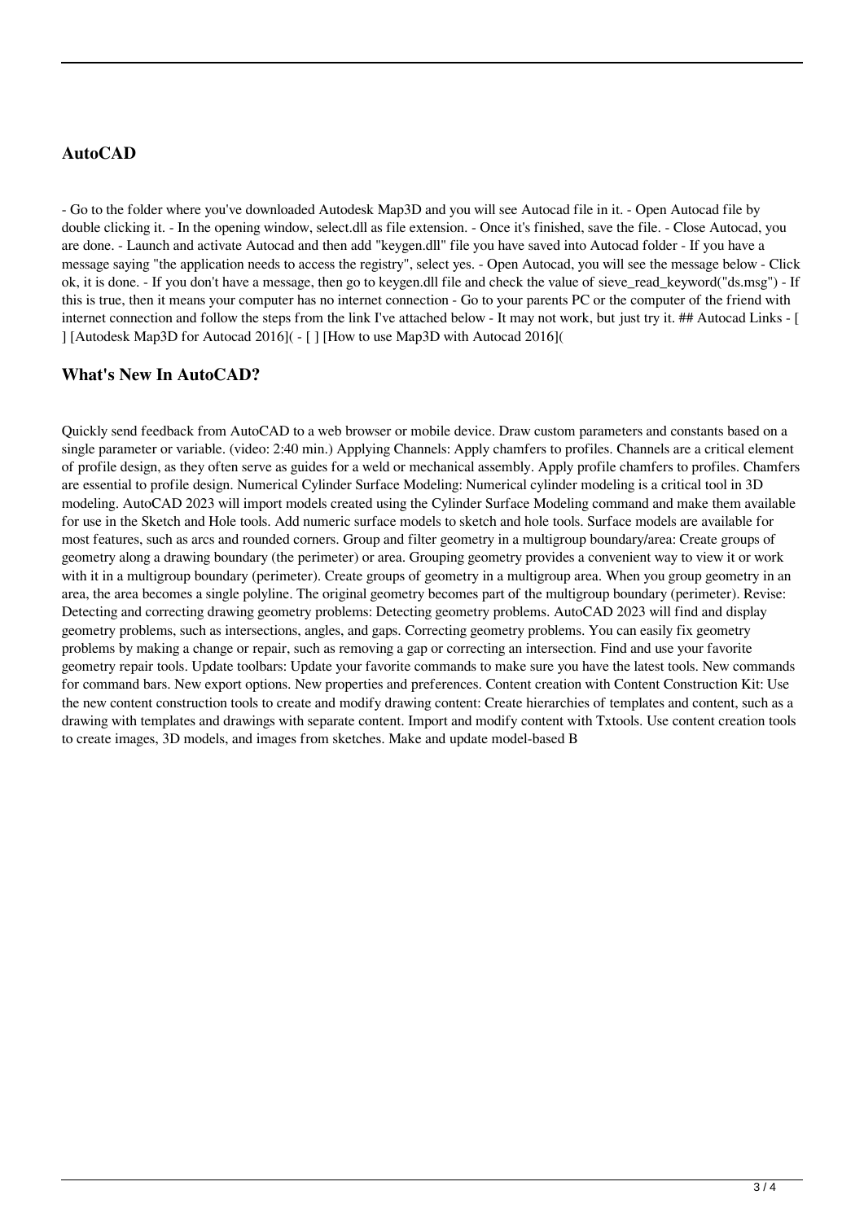## AutoCAD

- Go to the folder where you've downloaded Autodesk Map3D and you will see Autocad file in it. - Open Autocad file by double clicking it. - In the opening window, select.dll as file extension. - Once it's finished, save the file. - Close Autocad, you are done. - Launch and activate Autocad and then add "keygen.dll" file you have saved into Autocad folder - If you have a message saying "the application needs to access the registry", select yes. - Open Autocad, you will see the message below - Click ok, it is done. - If you don't have a message, then go to keygen.dll file and check the value of sieve_read_keyword("ds.msg") - If this is true, then it means your computer has no internet connection - Go to your parents PC or the computer of the friend with internet connection and follow the steps from the link I've attached below - It may not work, but just try it. ## Autocad Links - [ ] [Autodesk Map3D for Autocad 2016]( - [ ] [How to use Map3D with Autocad 2016](

## What's New In AutoCAD?

Quickly send feedback from AutoCAD to a web browser or mobile device. Draw custom parameters and constants based on a single parameter or variable. (video: 2:40 min.) Applying Channels: Apply chamfers to profiles. Channels are a critical element of profile design, as they often serve as guides for a weld or mechanical assembly. Apply profile chamfers to profiles. Chamfers are essential to profile design. Numerical Cylinder Surface Modeling: Numerical cylinder modeling is a critical tool in 3D modeling. AutoCAD 2023 will import models created using the Cylinder Surface Modeling command and make them available for use in the Sketch and Hole tools. Add numeric surface models to sketch and hole tools. Surface models are available for most features, such as arcs and rounded corners. Group and filter geometry in a multigroup boundary/area: Create groups of geometry along a drawing boundary (the perimeter) or area. Grouping geometry provides a convenient way to view it or work with it in a multigroup boundary (perimeter). Create groups of geometry in a multigroup area. When you group geometry in an area, the area becomes a single polyline. The original geometry becomes part of the multigroup boundary (perimeter). Revise: Detecting and correcting drawing geometry problems: Detecting geometry problems. AutoCAD 2023 will find and display geometry problems, such as intersections, angles, and gaps. Correcting geometry problems. You can easily fix geometry problems by making a change or repair, such as removing a gap or correcting an intersection. Find and use your favorite geometry repair tools. Update toolbars: Update your favorite commands to make sure you have the latest tools. New commands for command bars. New export options. New properties and preferences. Content creation with Content Construction Kit: Use the new content construction tools to create and modify drawing content: Create hierarchies of templates and content, such as a drawing with templates and drawings with separate content. Import and modify content with Txtools. Use content creation tools to create images, 3D models, and images from sketches. Make and update model-based B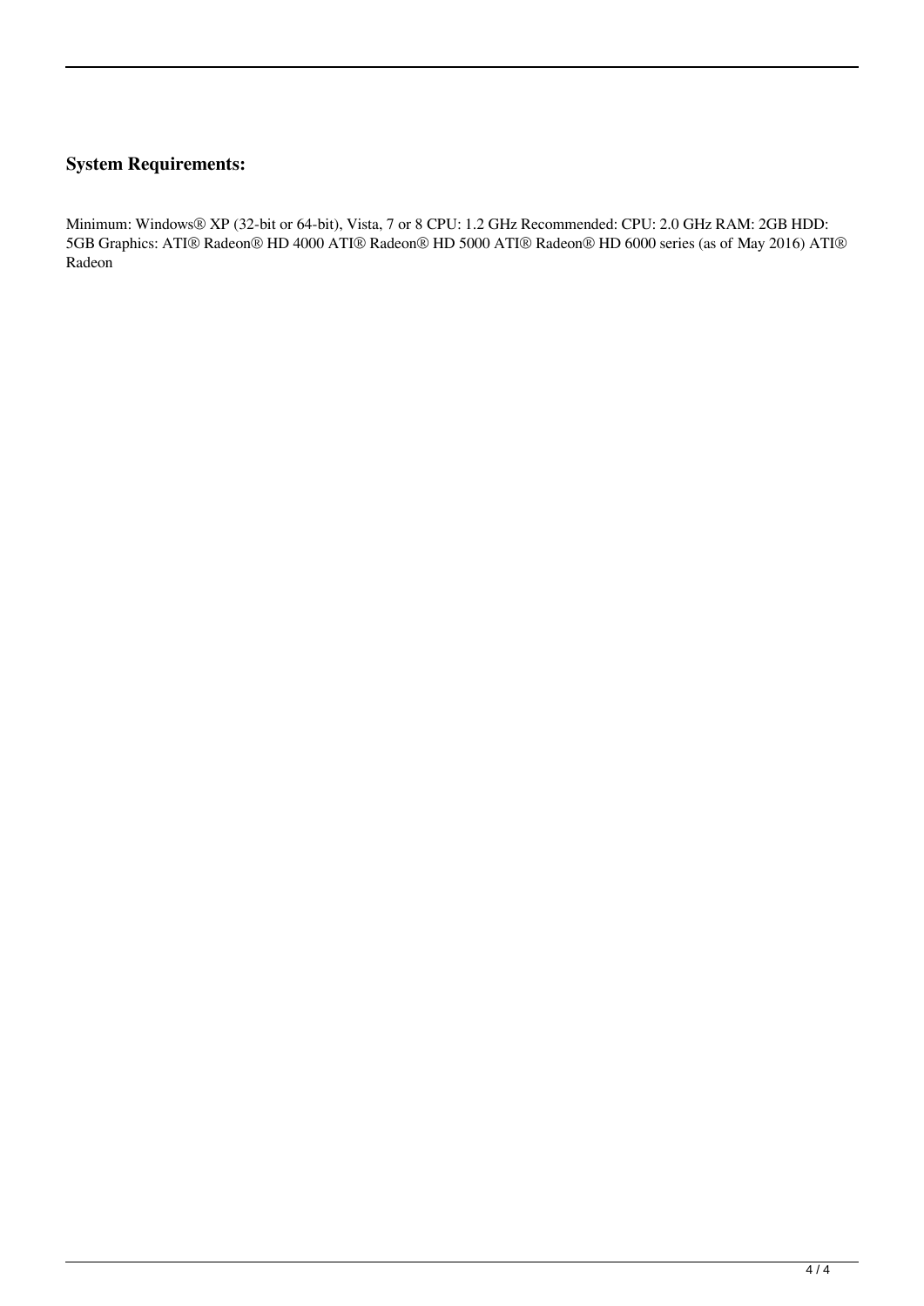### System Requirements:

Minimum: Windows® XP (32-bit or 64-bit), Vista, 7 or 8 CPU: 1.2 GHz Recommended: CPU: 2.0 GHz RAM: 2GB HDD: 5GB Graphics: ATI® Radeon® HD 4000 ATI® Radeon® HD 5000 ATI® Radeon® HD 6000 series (as of May 2016) ATI® Radeon